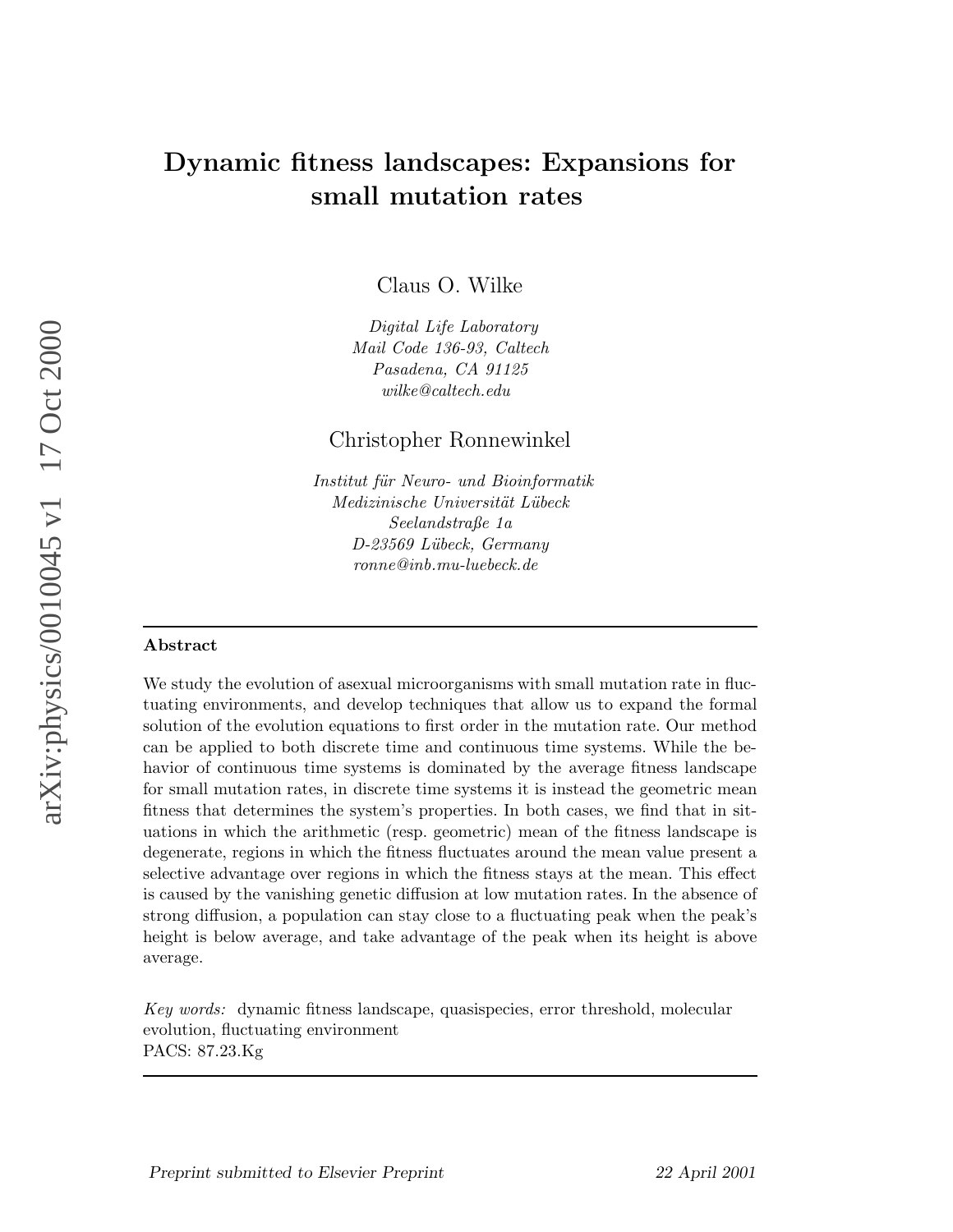# Dynamic fitness landscapes: Expansions for small mutation rates

Claus O. Wilke

*Digital Life Laboratory*
*Mail Code 136-93, Caltech*
*Pasadena, CA 91125*
*wilke@caltech.edu*

Christopher Ronnewinkel

*Institut für Neuro- und Bioinformatik*
*Medizinische Universität Lübeck*
*Seelandstraße 1a*
*D-23569 Lübeck, Germany*
*ronne@inb.mu-luebeck.de*

---

**Abstract**

We study the evolution of asexual microorganisms with small mutation rate in fluctuating environments, and develop techniques that allow us to expand the formal solution of the evolution equations to first order in the mutation rate. Our method can be applied to both discrete time and continuous time systems. While the behavior of continuous time systems is dominated by the average fitness landscape for small mutation rates, in discrete time systems it is instead the geometric mean fitness that determines the system's properties. In both cases, we find that in situations in which the arithmetic (resp. geometric) mean of the fitness landscape is degenerate, regions in which the fitness fluctuates around the mean value present a selective advantage over regions in which the fitness stays at the mean. This effect is caused by the vanishing genetic diffusion at low mutation rates. In the absence of strong diffusion, a population can stay close to a fluctuating peak when the peak's height is below average, and take advantage of the peak when its height is above average.

*Key words:* dynamic fitness landscape, quasispecies, error threshold, molecular evolution, fluctuating environment
PACS: 87.23.Kg

---

*Preprint submitted to Elsevier Preprint* 22 April 2001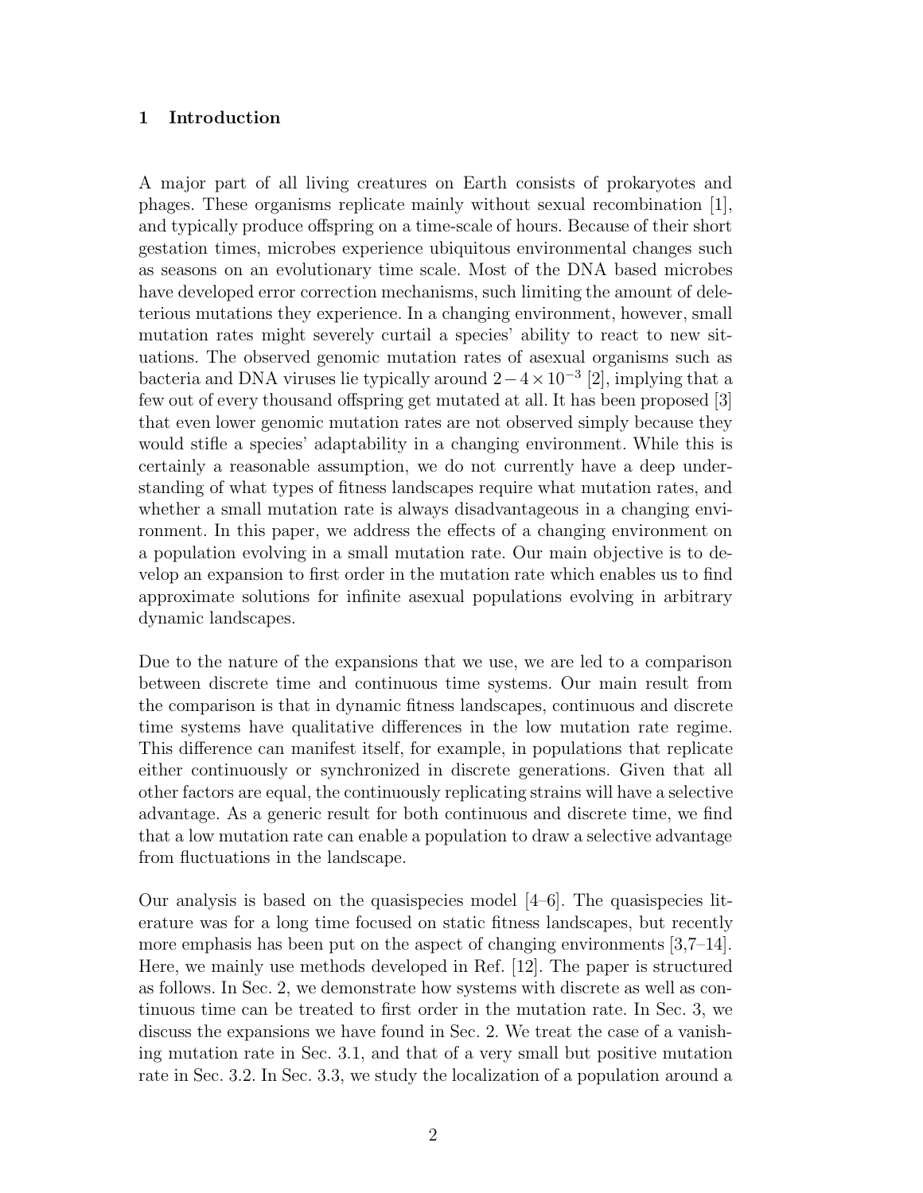## 1 Introduction

A major part of all living creatures on Earth consists of prokaryotes and phages. These organisms replicate mainly without sexual recombination [1], and typically produce offspring on a time-scale of hours. Because of their short gestation times, microbes experience ubiquitous environmental changes such as seasons on an evolutionary time scale. Most of the DNA based microbes have developed error correction mechanisms, such limiting the amount of deleterious mutations they experience. In a changing environment, however, small mutation rates might severely curtail a species' ability to react to new situations. The observed genomic mutation rates of asexual organisms such as bacteria and DNA viruses lie typically around $2-4\times10^{-3}$ [2], implying that a few out of every thousand offspring get mutated at all. It has been proposed [3] that even lower genomic mutation rates are not observed simply because they would stifle a species' adaptability in a changing environment. While this is certainly a reasonable assumption, we do not currently have a deep understanding of what types of fitness landscapes require what mutation rates, and whether a small mutation rate is always disadvantageous in a changing environment. In this paper, we address the effects of a changing environment on a population evolving in a small mutation rate. Our main objective is to develop an expansion to first order in the mutation rate which enables us to find approximate solutions for infinite asexual populations evolving in arbitrary dynamic landscapes.

Due to the nature of the expansions that we use, we are led to a comparison between discrete time and continuous time systems. Our main result from the comparison is that in dynamic fitness landscapes, continuous and discrete time systems have qualitative differences in the low mutation rate regime. This difference can manifest itself, for example, in populations that replicate either continuously or synchronized in discrete generations. Given that all other factors are equal, the continuously replicating strains will have a selective advantage. As a generic result for both continuous and discrete time, we find that a low mutation rate can enable a population to draw a selective advantage from fluctuations in the landscape.

Our analysis is based on the quasispecies model [4–6]. The quasispecies literature was for a long time focused on static fitness landscapes, but recently more emphasis has been put on the aspect of changing environments [3,7–14]. Here, we mainly use methods developed in Ref. [12]. The paper is structured as follows. In Sec. 2, we demonstrate how systems with discrete as well as continuous time can be treated to first order in the mutation rate. In Sec. 3, we discuss the expansions we have found in Sec. 2. We treat the case of a vanishing mutation rate in Sec. 3.1, and that of a very small but positive mutation rate in Sec. 3.2. In Sec. 3.3, we study the localization of a population around a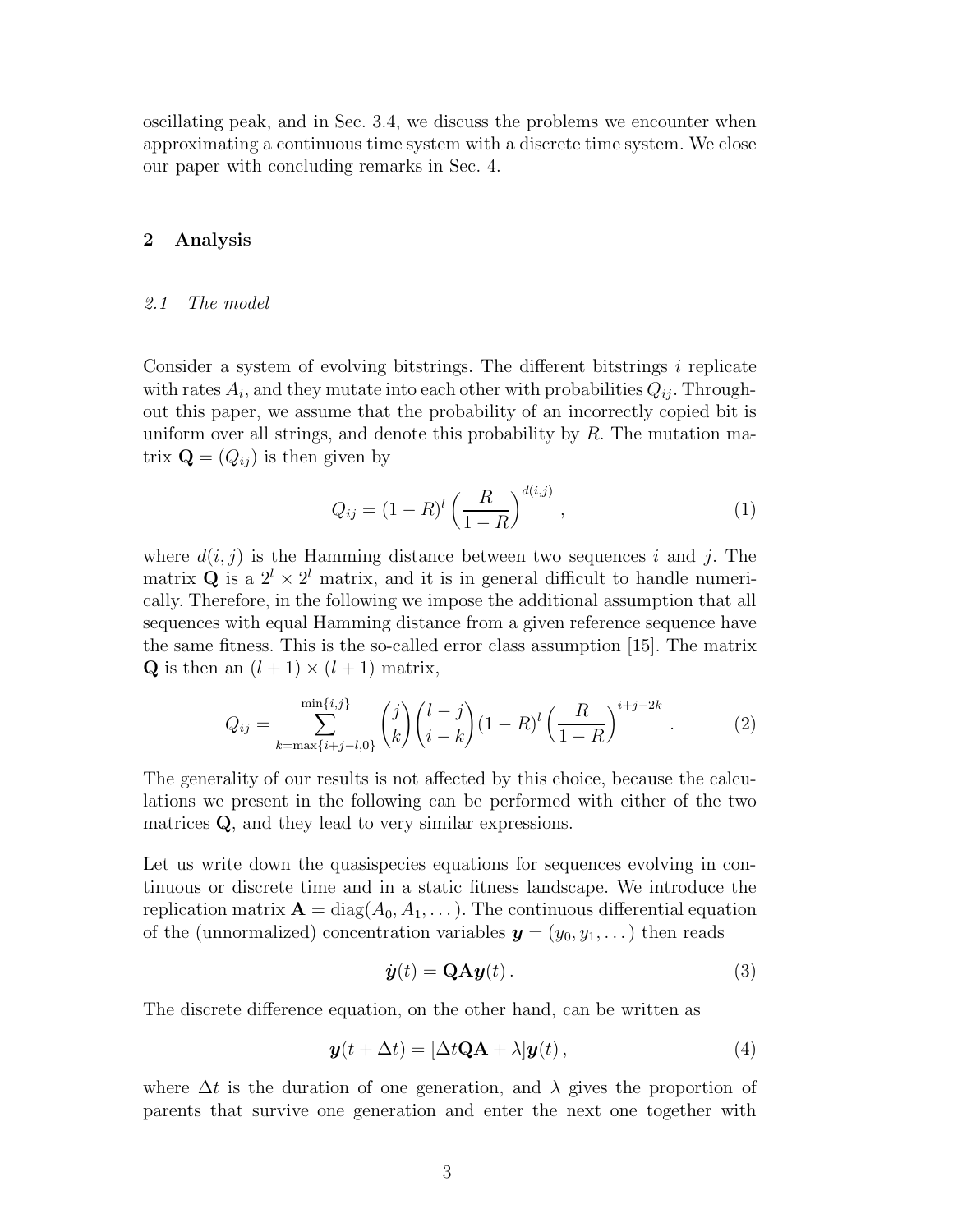oscillating peak, and in Sec. 3.4, we discuss the problems we encounter when approximating a continuous time system with a discrete time system. We close our paper with concluding remarks in Sec. 4.

## 2 Analysis

### *2.1 The model*

Consider a system of evolving bitstrings. The different bitstrings $i$ replicate with rates $A_i$, and they mutate into each other with probabilities $Q_{ij}$. Throughout this paper, we assume that the probability of an incorrectly copied bit is uniform over all strings, and denote this probability by $R$. The mutation matrix $\mathbf{Q} = (Q_{ij})$ is then given by

$$Q_{ij} = (1-R)^l \left(\frac{R}{1-R}\right)^{d(i,j)}, \tag{1}$$

where $d(i,j)$ is the Hamming distance between two sequences $i$ and $j$. The matrix $\mathbf{Q}$ is a $2^l \times 2^l$ matrix, and it is in general difficult to handle numerically. Therefore, in the following we impose the additional assumption that all sequences with equal Hamming distance from a given reference sequence have the same fitness. This is the so-called error class assumption [15]. The matrix $\mathbf{Q}$ is then an $(l+1) \times (l+1)$ matrix,

$$Q_{ij} = \sum_{k=\max\{i+j-l,0\}}^{\min\{i,j\}} \binom{j}{k}\binom{l-j}{i-k}(1-R)^l \left(\frac{R}{1-R}\right)^{i+j-2k}. \tag{2}$$

The generality of our results is not affected by this choice, because the calculations we present in the following can be performed with either of the two matrices $\mathbf{Q}$, and they lead to very similar expressions.

Let us write down the quasispecies equations for sequences evolving in continuous or discrete time and in a static fitness landscape. We introduce the replication matrix $\mathbf{A} = \mathrm{diag}(A_0, A_1, \dots)$. The continuous differential equation of the (unnormalized) concentration variables $\boldsymbol{y} = (y_0, y_1, \dots)$ then reads

$$\dot{\boldsymbol{y}}(t) = \mathbf{QA}\boldsymbol{y}(t). \tag{3}$$

The discrete difference equation, on the other hand, can be written as

$$\boldsymbol{y}(t+\Delta t) = [\Delta t \mathbf{QA} + \lambda]\boldsymbol{y}(t), \tag{4}$$

where $\Delta t$ is the duration of one generation, and $\lambda$ gives the proportion of parents that survive one generation and enter the next one together with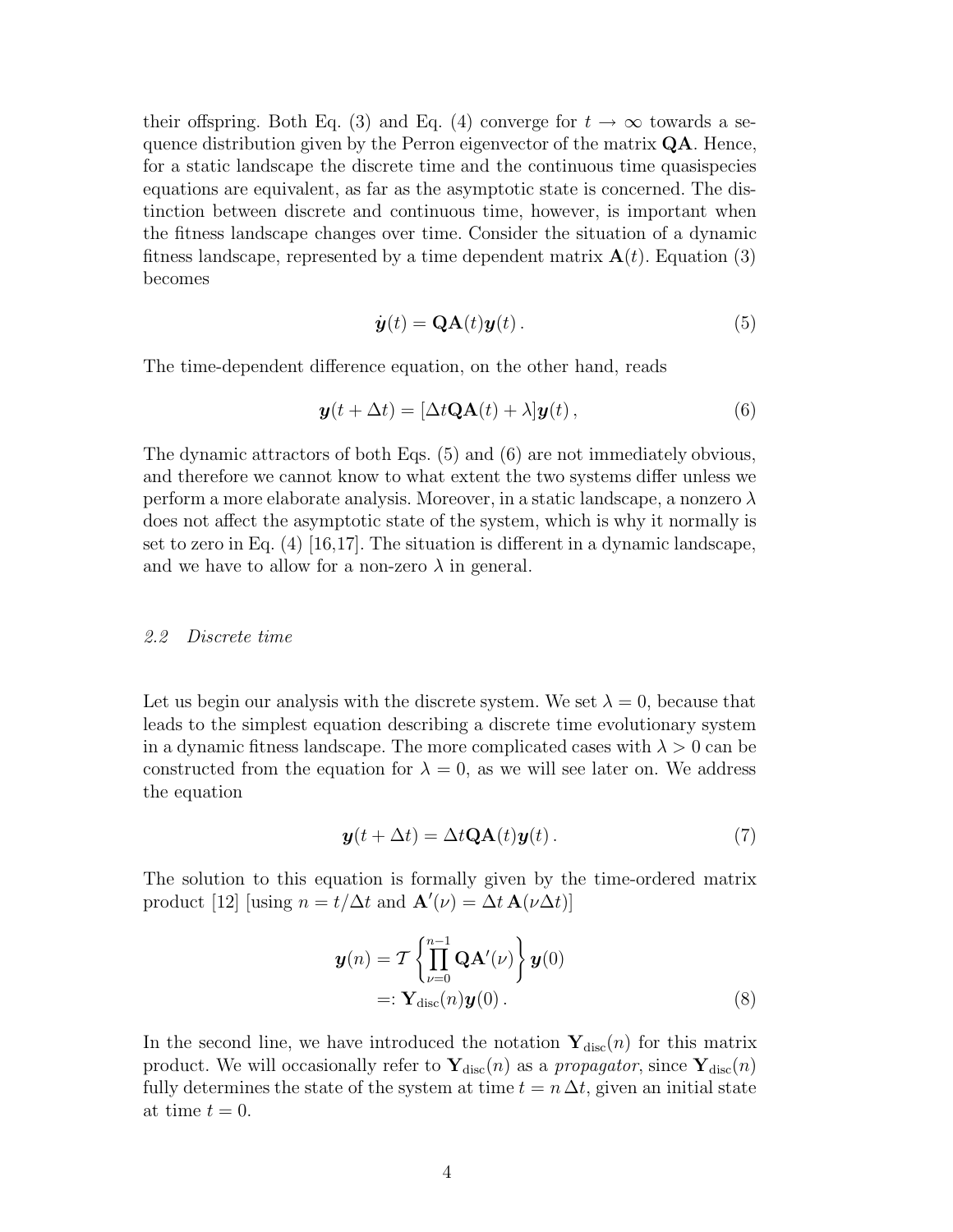their offspring. Both Eq. (3) and Eq. (4) converge for $t \to \infty$ towards a sequence distribution given by the Perron eigenvector of the matrix $\mathbf{QA}$. Hence, for a static landscape the discrete time and the continuous time quasispecies equations are equivalent, as far as the asymptotic state is concerned. The distinction between discrete and continuous time, however, is important when the fitness landscape changes over time. Consider the situation of a dynamic fitness landscape, represented by a time dependent matrix $\mathbf{A}(t)$. Equation (3) becomes

$$\dot{\boldsymbol{y}}(t) = \mathbf{QA}(t)\boldsymbol{y}(t)\,. \tag{5}$$

The time-dependent difference equation, on the other hand, reads

$$\boldsymbol{y}(t + \Delta t) = [\Delta t \mathbf{QA}(t) + \lambda]\boldsymbol{y}(t)\,, \tag{6}$$

The dynamic attractors of both Eqs. (5) and (6) are not immediately obvious, and therefore we cannot know to what extent the two systems differ unless we perform a more elaborate analysis. Moreover, in a static landscape, a nonzero $\lambda$ does not affect the asymptotic state of the system, which is why it normally is set to zero in Eq. (4) [16,17]. The situation is different in a dynamic landscape, and we have to allow for a non-zero $\lambda$ in general.

### *2.2 Discrete time*

Let us begin our analysis with the discrete system. We set $\lambda = 0$, because that leads to the simplest equation describing a discrete time evolutionary system in a dynamic fitness landscape. The more complicated cases with $\lambda > 0$ can be constructed from the equation for $\lambda = 0$, as we will see later on. We address the equation

$$\boldsymbol{y}(t + \Delta t) = \Delta t \mathbf{QA}(t)\boldsymbol{y}(t)\,. \tag{7}$$

The solution to this equation is formally given by the time-ordered matrix product [12] [using $n = t/\Delta t$ and $\mathbf{A}'(\nu) = \Delta t\, \mathbf{A}(\nu \Delta t)$]

$$\begin{aligned} \boldsymbol{y}(n) &= \mathcal{T}\left\{\prod_{\nu=0}^{n-1} \mathbf{QA}'(\nu)\right\}\boldsymbol{y}(0) \\ &=: \mathbf{Y}_{\text{disc}}(n)\boldsymbol{y}(0)\,. \end{aligned} \tag{8}$$

In the second line, we have introduced the notation $\mathbf{Y}_{\text{disc}}(n)$ for this matrix product. We will occasionally refer to $\mathbf{Y}_{\text{disc}}(n)$ as a *propagator*, since $\mathbf{Y}_{\text{disc}}(n)$ fully determines the state of the system at time $t = n\,\Delta t$, given an initial state at time $t = 0$.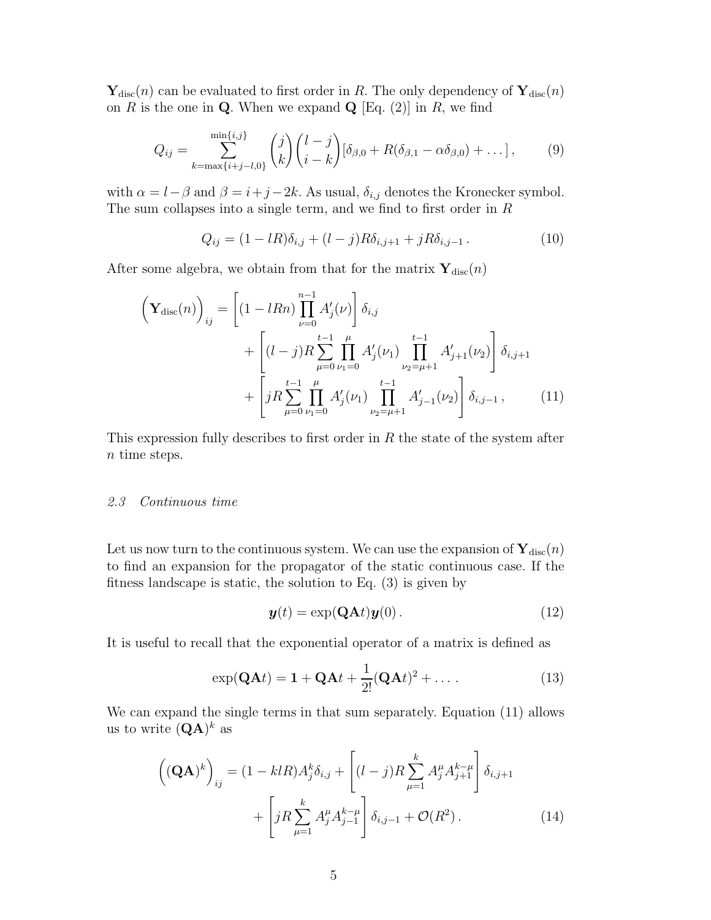$\mathbf{Y}_{\text{disc}}(n)$ can be evaluated to first order in $R$. The only dependency of $\mathbf{Y}_{\text{disc}}(n)$ on $R$ is the one in $\mathbf{Q}$. When we expand $\mathbf{Q}$ [Eq. (2)] in $R$, we find

$$Q_{ij} = \sum_{k=\max\{i+j-l,0\}}^{\min\{i,j\}} \binom{j}{k}\binom{l-j}{i-k}[\delta_{\beta,0} + R(\delta_{\beta,1} - \alpha\delta_{\beta,0}) + \dots] , \tag{9}$$

with $\alpha = l - \beta$ and $\beta = i + j - 2k$. As usual, $\delta_{i,j}$ denotes the Kronecker symbol. The sum collapses into a single term, and we find to first order in $R$

$$Q_{ij} = (1 - lR)\delta_{i,j} + (l - j)R\delta_{i,j+1} + jR\delta_{i,j-1} . \tag{10}$$

After some algebra, we obtain from that for the matrix $\mathbf{Y}_{\text{disc}}(n)$

$$\begin{aligned}
\Big(\mathbf{Y}_{\text{disc}}(n)\Big)_{ij} &= \left[(1 - lRn)\prod_{\nu=0}^{n-1} A'_j(\nu)\right]\delta_{i,j} \\
&\quad + \left[(l-j)R\sum_{\mu=0}^{t-1}\prod_{\nu_1=0}^{\mu} A'_j(\nu_1)\prod_{\nu_2=\mu+1}^{t-1} A'_{j+1}(\nu_2)\right]\delta_{i,j+1} \\
&\quad + \left[jR\sum_{\mu=0}^{t-1}\prod_{\nu_1=0}^{\mu} A'_j(\nu_1)\prod_{\nu_2=\mu+1}^{t-1} A'_{j-1}(\nu_2)\right]\delta_{i,j-1} ,
\end{aligned} \tag{11}$$

This expression fully describes to first order in $R$ the state of the system after $n$ time steps.

### *2.3 Continuous time*

Let us now turn to the continuous system. We can use the expansion of $\mathbf{Y}_{\text{disc}}(n)$ to find an expansion for the propagator of the static continuous case. If the fitness landscape is static, the solution to Eq. (3) is given by

$$\boldsymbol{y}(t) = \exp(\mathbf{QA}t)\boldsymbol{y}(0) . \tag{12}$$

It is useful to recall that the exponential operator of a matrix is defined as

$$\exp(\mathbf{QA}t) = \mathbf{1} + \mathbf{QA}t + \frac{1}{2!}(\mathbf{QA}t)^2 + \dots . \tag{13}$$

We can expand the single terms in that sum separately. Equation (11) allows us to write $(\mathbf{QA})^k$ as

$$\begin{aligned}
\Big((\mathbf{QA})^k\Big)_{ij} &= (1 - klR)A_j^k\delta_{i,j} + \left[(l-j)R\sum_{\mu=1}^{k} A_j^{\mu}A_{j+1}^{k-\mu}\right]\delta_{i,j+1} \\
&\quad + \left[jR\sum_{\mu=1}^{k} A_j^{\mu}A_{j-1}^{k-\mu}\right]\delta_{i,j-1} + \mathcal{O}(R^2) .
\end{aligned} \tag{14}$$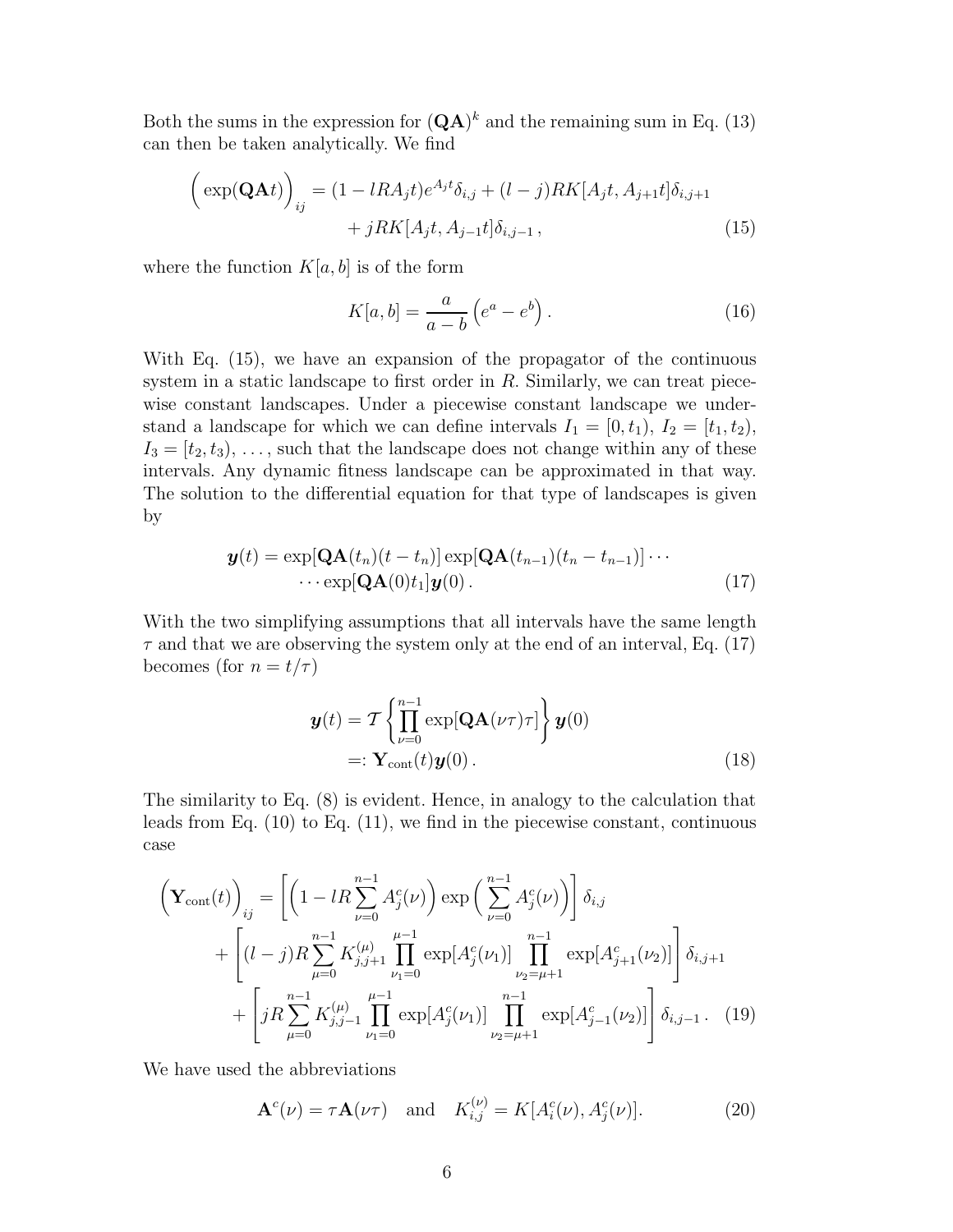Both the sums in the expression for $(\mathbf{QA})^k$ and the remaining sum in Eq. (13) can then be taken analytically. We find

$$\Big(\exp(\mathbf{QA}t)\Big)_{ij} = (1 - lRA_j t)e^{A_j t}\delta_{i,j} + (l-j)RK[A_j t, A_{j+1}t]\delta_{i,j+1} + jRK[A_j t, A_{j-1}t]\delta_{i,j-1}\,, \tag{15}$$

where the function $K[a,b]$ is of the form

$$K[a,b] = \frac{a}{a-b}\left(e^a - e^b\right). \tag{16}$$

With Eq. (15), we have an expansion of the propagator of the continuous system in a static landscape to first order in $R$. Similarly, we can treat piecewise constant landscapes. Under a piecewise constant landscape we understand a landscape for which we can define intervals $I_1 = [0, t_1)$, $I_2 = [t_1, t_2)$, $I_3 = [t_2, t_3)$, ..., such that the landscape does not change within any of these intervals. Any dynamic fitness landscape can be approximated in that way. The solution to the differential equation for that type of landscapes is given by

$$\boldsymbol{y}(t) = \exp[\mathbf{QA}(t_n)(t-t_n)]\exp[\mathbf{QA}(t_{n-1})(t_n - t_{n-1})]\cdots \cdots \exp[\mathbf{QA}(0)t_1]\boldsymbol{y}(0)\,. \tag{17}$$

With the two simplifying assumptions that all intervals have the same length $\tau$ and that we are observing the system only at the end of an interval, Eq. (17) becomes (for $n = t/\tau$)

$$\begin{aligned}\boldsymbol{y}(t) &= \mathcal{T}\left\{\prod_{\nu=0}^{n-1}\exp[\mathbf{QA}(\nu\tau)\tau]\right\}\boldsymbol{y}(0)\\ &=: \mathbf{Y}_{\rm cont}(t)\boldsymbol{y}(0)\,.\end{aligned} \tag{18}$$

The similarity to Eq. (8) is evident. Hence, in analogy to the calculation that leads from Eq. (10) to Eq. (11), we find in the piecewise constant, continuous case

$$\begin{aligned}\Big(\mathbf{Y}_{\rm cont}(t)\Big)_{ij} &= \left[\Big(1 - lR\sum_{\nu=0}^{n-1}A_j^c(\nu)\Big)\exp\Big(\sum_{\nu=0}^{n-1}A_j^c(\nu)\Big)\right]\delta_{i,j}\\ &+ \left[(l-j)R\sum_{\mu=0}^{n-1}K_{j,j+1}^{(\mu)}\prod_{\nu_1=0}^{\mu-1}\exp[A_j^c(\nu_1)]\prod_{\nu_2=\mu+1}^{n-1}\exp[A_{j+1}^c(\nu_2)]\right]\delta_{i,j+1}\\ &+ \left[jR\sum_{\mu=0}^{n-1}K_{j,j-1}^{(\mu)}\prod_{\nu_1=0}^{\mu-1}\exp[A_j^c(\nu_1)]\prod_{\nu_2=\mu+1}^{n-1}\exp[A_{j-1}^c(\nu_2)]\right]\delta_{i,j-1}\,.\end{aligned} \tag{19}$$

We have used the abbreviations

$$\mathbf{A}^c(\nu) = \tau\mathbf{A}(\nu\tau) \quad \text{and} \quad K_{i,j}^{(\nu)} = K[A_i^c(\nu), A_j^c(\nu)]. \tag{20}$$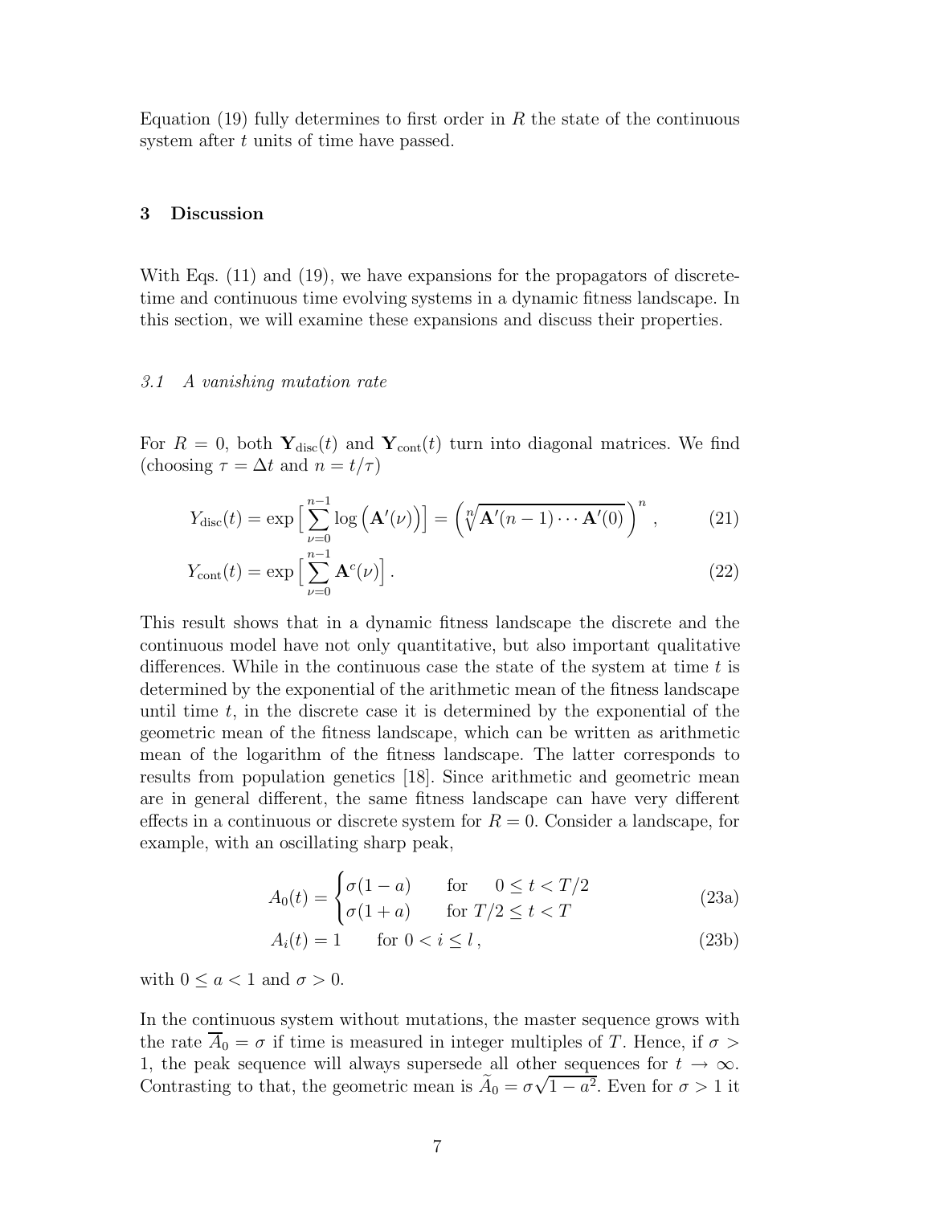Equation (19) fully determines to first order in $R$ the state of the continuous system after $t$ units of time have passed.

## 3 Discussion

With Eqs. (11) and (19), we have expansions for the propagators of discrete-time and continuous time evolving systems in a dynamic fitness landscape. In this section, we will examine these expansions and discuss their properties.

### *3.1 A vanishing mutation rate*

For $R = 0$, both $\mathbf{Y}_{\rm disc}(t)$ and $\mathbf{Y}_{\rm cont}(t)$ turn into diagonal matrices. We find (choosing $\tau = \Delta t$ and $n = t/\tau$)

$$Y_{\rm disc}(t) = \exp\Big[\sum_{\nu=0}^{n-1} \log\big(\mathbf{A}'(\nu)\big)\Big] = \Big(\sqrt[n]{\mathbf{A}'(n-1)\cdots\mathbf{A}'(0)}\Big)^n\,, \tag{21}$$

$$Y_{\rm cont}(t) = \exp\Big[\sum_{\nu=0}^{n-1} \mathbf{A}^c(\nu)\Big]\,. \tag{22}$$

This result shows that in a dynamic fitness landscape the discrete and the continuous model have not only quantitative, but also important qualitative differences. While in the continuous case the state of the system at time $t$ is determined by the exponential of the arithmetic mean of the fitness landscape until time $t$, in the discrete case it is determined by the exponential of the geometric mean of the fitness landscape, which can be written as arithmetic mean of the logarithm of the fitness landscape. The latter corresponds to results from population genetics [18]. Since arithmetic and geometric mean are in general different, the same fitness landscape can have very different effects in a continuous or discrete system for $R = 0$. Consider a landscape, for example, with an oscillating sharp peak,

$$A_0(t) = \begin{cases} \sigma(1-a) & \text{for} \quad 0 \le t < T/2 \\ \sigma(1+a) & \text{for } T/2 \le t < T \end{cases} \tag{23a}$$

$$A_i(t) = 1 \qquad \text{for } 0 < i \le l\,, \tag{23b}$$

with $0 \le a < 1$ and $\sigma > 0$.

In the continuous system without mutations, the master sequence grows with the rate $\overline{A}_0 = \sigma$ if time is measured in integer multiples of $T$. Hence, if $\sigma > 1$, the peak sequence will always supersede all other sequences for $t \to \infty$. Contrasting to that, the geometric mean is $\widetilde{A}_0 = \sigma\sqrt{1-a^2}$. Even for $\sigma > 1$ it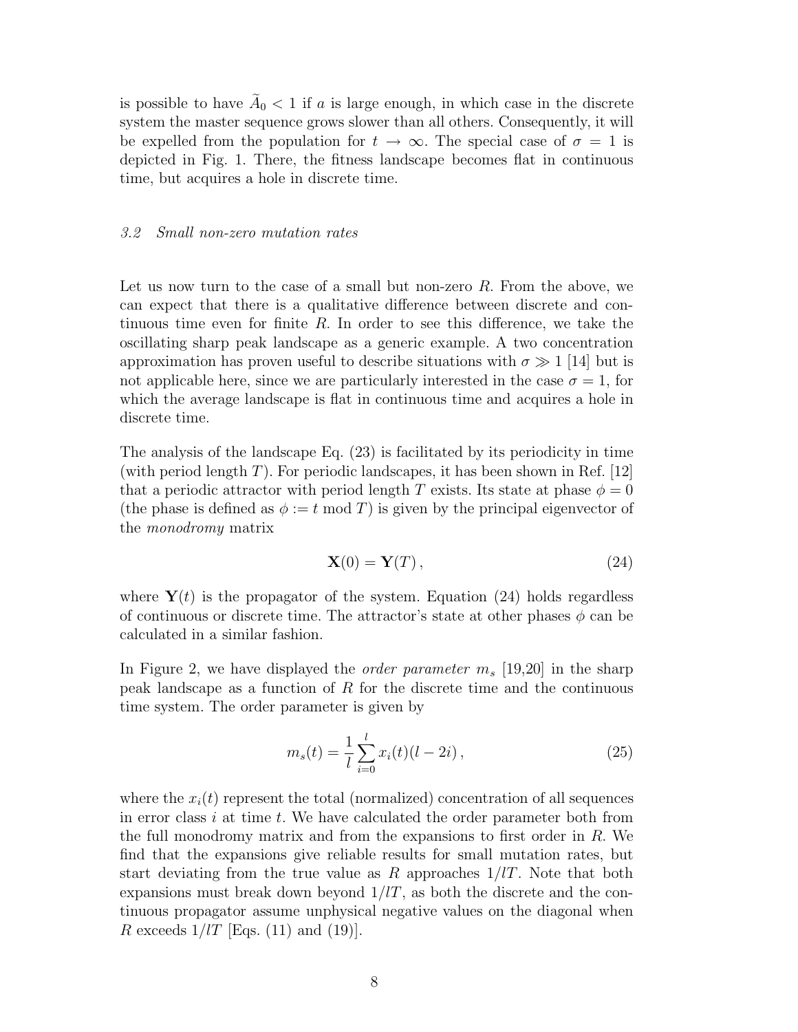is possible to have $\widetilde{A}_0 < 1$ if $a$ is large enough, in which case in the discrete system the master sequence grows slower than all others. Consequently, it will be expelled from the population for $t \to \infty$. The special case of $\sigma = 1$ is depicted in Fig. 1. There, the fitness landscape becomes flat in continuous time, but acquires a hole in discrete time.

### *3.2 Small non-zero mutation rates*

Let us now turn to the case of a small but non-zero $R$. From the above, we can expect that there is a qualitative difference between discrete and continuous time even for finite $R$. In order to see this difference, we take the oscillating sharp peak landscape as a generic example. A two concentration approximation has proven useful to describe situations with $\sigma \gg 1$ [14] but is not applicable here, since we are particularly interested in the case $\sigma = 1$, for which the average landscape is flat in continuous time and acquires a hole in discrete time.

The analysis of the landscape Eq. (23) is facilitated by its periodicity in time (with period length $T$). For periodic landscapes, it has been shown in Ref. [12] that a periodic attractor with period length $T$ exists. Its state at phase $\phi = 0$ (the phase is defined as $\phi := t \bmod T$) is given by the principal eigenvector of the *monodromy* matrix

$$\mathbf{X}(0) = \mathbf{Y}(T)\,, \tag{24}$$

where $\mathbf{Y}(t)$ is the propagator of the system. Equation (24) holds regardless of continuous or discrete time. The attractor's state at other phases $\phi$ can be calculated in a similar fashion.

In Figure 2, we have displayed the *order parameter* $m_s$ [19,20] in the sharp peak landscape as a function of $R$ for the discrete time and the continuous time system. The order parameter is given by

$$m_s(t) = \frac{1}{l}\sum_{i=0}^{l} x_i(t)(l - 2i)\,, \tag{25}$$

where the $x_i(t)$ represent the total (normalized) concentration of all sequences in error class $i$ at time $t$. We have calculated the order parameter both from the full monodromy matrix and from the expansions to first order in $R$. We find that the expansions give reliable results for small mutation rates, but start deviating from the true value as $R$ approaches $1/lT$. Note that both expansions must break down beyond $1/lT$, as both the discrete and the continuous propagator assume unphysical negative values on the diagonal when $R$ exceeds $1/lT$ [Eqs. (11) and (19)].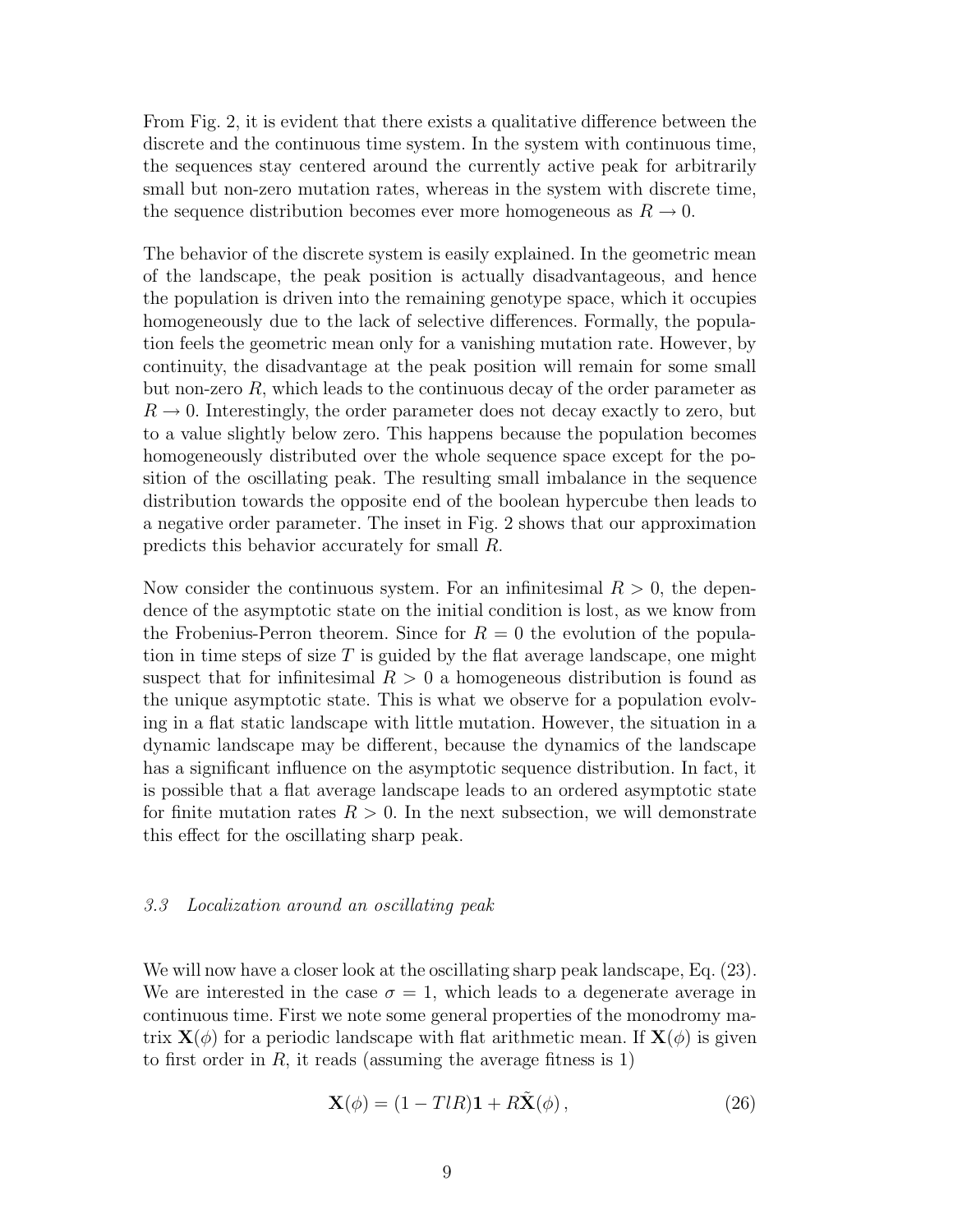From Fig. 2, it is evident that there exists a qualitative difference between the discrete and the continuous time system. In the system with continuous time, the sequences stay centered around the currently active peak for arbitrarily small but non-zero mutation rates, whereas in the system with discrete time, the sequence distribution becomes ever more homogeneous as $R \to 0$.

The behavior of the discrete system is easily explained. In the geometric mean of the landscape, the peak position is actually disadvantageous, and hence the population is driven into the remaining genotype space, which it occupies homogeneously due to the lack of selective differences. Formally, the population feels the geometric mean only for a vanishing mutation rate. However, by continuity, the disadvantage at the peak position will remain for some small but non-zero $R$, which leads to the continuous decay of the order parameter as $R \to 0$. Interestingly, the order parameter does not decay exactly to zero, but to a value slightly below zero. This happens because the population becomes homogeneously distributed over the whole sequence space except for the position of the oscillating peak. The resulting small imbalance in the sequence distribution towards the opposite end of the boolean hypercube then leads to a negative order parameter. The inset in Fig. 2 shows that our approximation predicts this behavior accurately for small $R$.

Now consider the continuous system. For an infinitesimal $R > 0$, the dependence of the asymptotic state on the initial condition is lost, as we know from the Frobenius-Perron theorem. Since for $R = 0$ the evolution of the population in time steps of size $T$ is guided by the flat average landscape, one might suspect that for infinitesimal $R > 0$ a homogeneous distribution is found as the unique asymptotic state. This is what we observe for a population evolving in a flat static landscape with little mutation. However, the situation in a dynamic landscape may be different, because the dynamics of the landscape has a significant influence on the asymptotic sequence distribution. In fact, it is possible that a flat average landscape leads to an ordered asymptotic state for finite mutation rates $R > 0$. In the next subsection, we will demonstrate this effect for the oscillating sharp peak.

### *3.3 Localization around an oscillating peak*

We will now have a closer look at the oscillating sharp peak landscape, Eq. (23). We are interested in the case $\sigma = 1$, which leads to a degenerate average in continuous time. First we note some general properties of the monodromy matrix $\mathbf{X}(\phi)$ for a periodic landscape with flat arithmetic mean. If $\mathbf{X}(\phi)$ is given to first order in $R$, it reads (assuming the average fitness is 1)

$$\mathbf{X}(\phi) = (1 - TlR)\mathbf{1} + R\tilde{\mathbf{X}}(\phi)\,, \tag{26}$$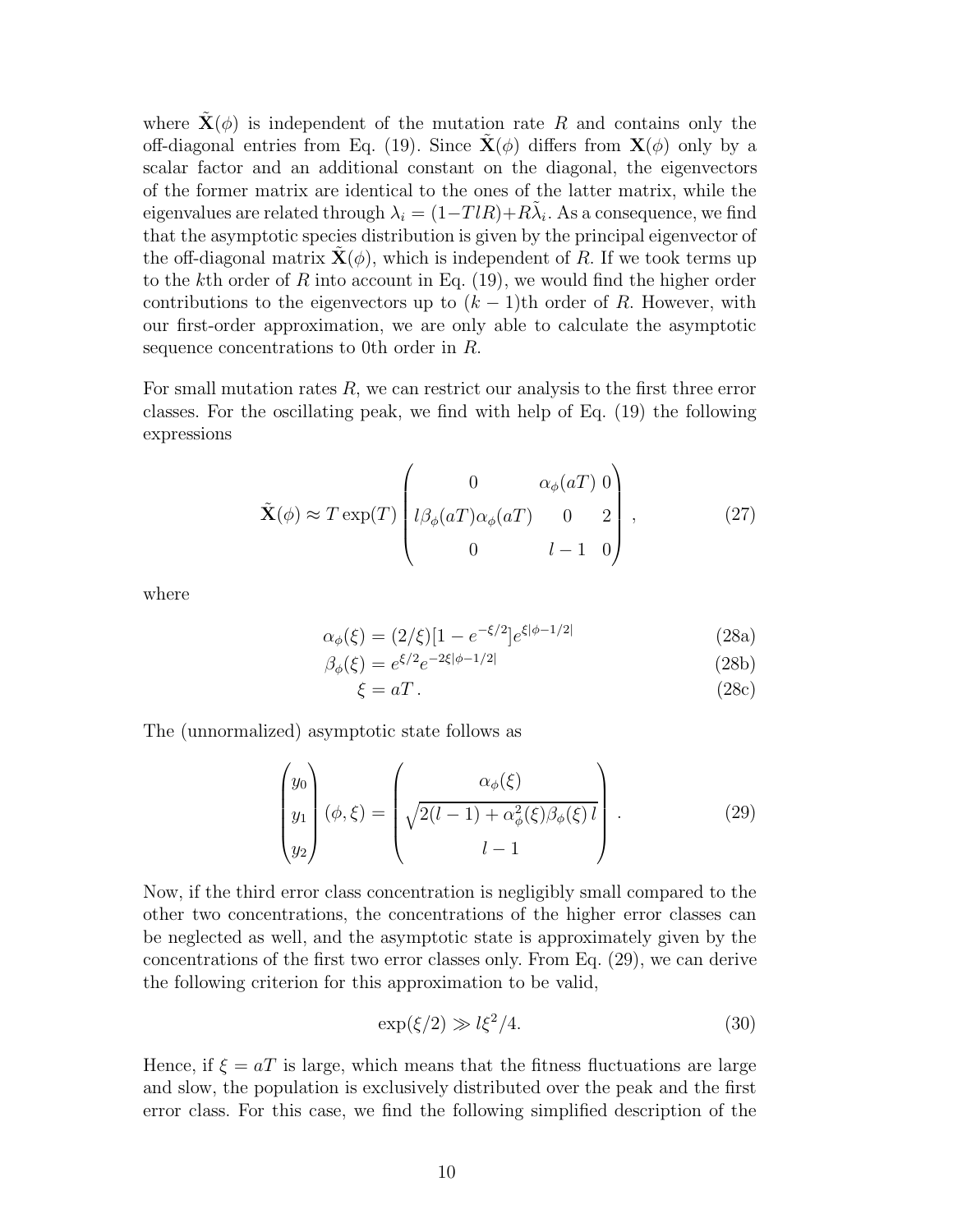where $\tilde{\mathbf{X}}(\phi)$ is independent of the mutation rate $R$ and contains only the off-diagonal entries from Eq. (19). Since $\tilde{\mathbf{X}}(\phi)$ differs from $\mathbf{X}(\phi)$ only by a scalar factor and an additional constant on the diagonal, the eigenvectors of the former matrix are identical to the ones of the latter matrix, while the eigenvalues are related through $\lambda_i = (1 - TlR) + R\tilde{\lambda}_i$. As a consequence, we find that the asymptotic species distribution is given by the principal eigenvector of the off-diagonal matrix $\tilde{\mathbf{X}}(\phi)$, which is independent of $R$. If we took terms up to the $k$th order of $R$ into account in Eq. (19), we would find the higher order contributions to the eigenvectors up to $(k-1)$th order of $R$. However, with our first-order approximation, we are only able to calculate the asymptotic sequence concentrations to 0th order in $R$.

For small mutation rates $R$, we can restrict our analysis to the first three error classes. For the oscillating peak, we find with help of Eq. (19) the following expressions

$$\tilde{\mathbf{X}}(\phi) \approx T \exp(T) \begin{pmatrix} 0 & \alpha_\phi(aT) & 0 \\ l\beta_\phi(aT)\alpha_\phi(aT) & 0 & 2 \\ 0 & l-1 & 0 \end{pmatrix}, \tag{27}$$

where

$$\alpha_\phi(\xi) = (2/\xi)[1 - e^{-\xi/2}]e^{\xi|\phi - 1/2|} \tag{28a}$$

$$\beta_\phi(\xi) = e^{\xi/2}e^{-2\xi|\phi - 1/2|} \tag{28b}$$

$$\xi = aT\,. \tag{28c}$$

The (unnormalized) asymptotic state follows as

$$\begin{pmatrix} y_0 \\ y_1 \\ y_2 \end{pmatrix}(\phi, \xi) = \begin{pmatrix} \alpha_\phi(\xi) \\ \sqrt{2(l-1) + \alpha_\phi^2(\xi)\beta_\phi(\xi)\, l} \\ l-1 \end{pmatrix}. \tag{29}$$

Now, if the third error class concentration is negligibly small compared to the other two concentrations, the concentrations of the higher error classes can be neglected as well, and the asymptotic state is approximately given by the concentrations of the first two error classes only. From Eq. (29), we can derive the following criterion for this approximation to be valid,

$$\exp(\xi/2) \gg l\xi^2/4. \tag{30}$$

Hence, if $\xi = aT$ is large, which means that the fitness fluctuations are large and slow, the population is exclusively distributed over the peak and the first error class. For this case, we find the following simplified description of the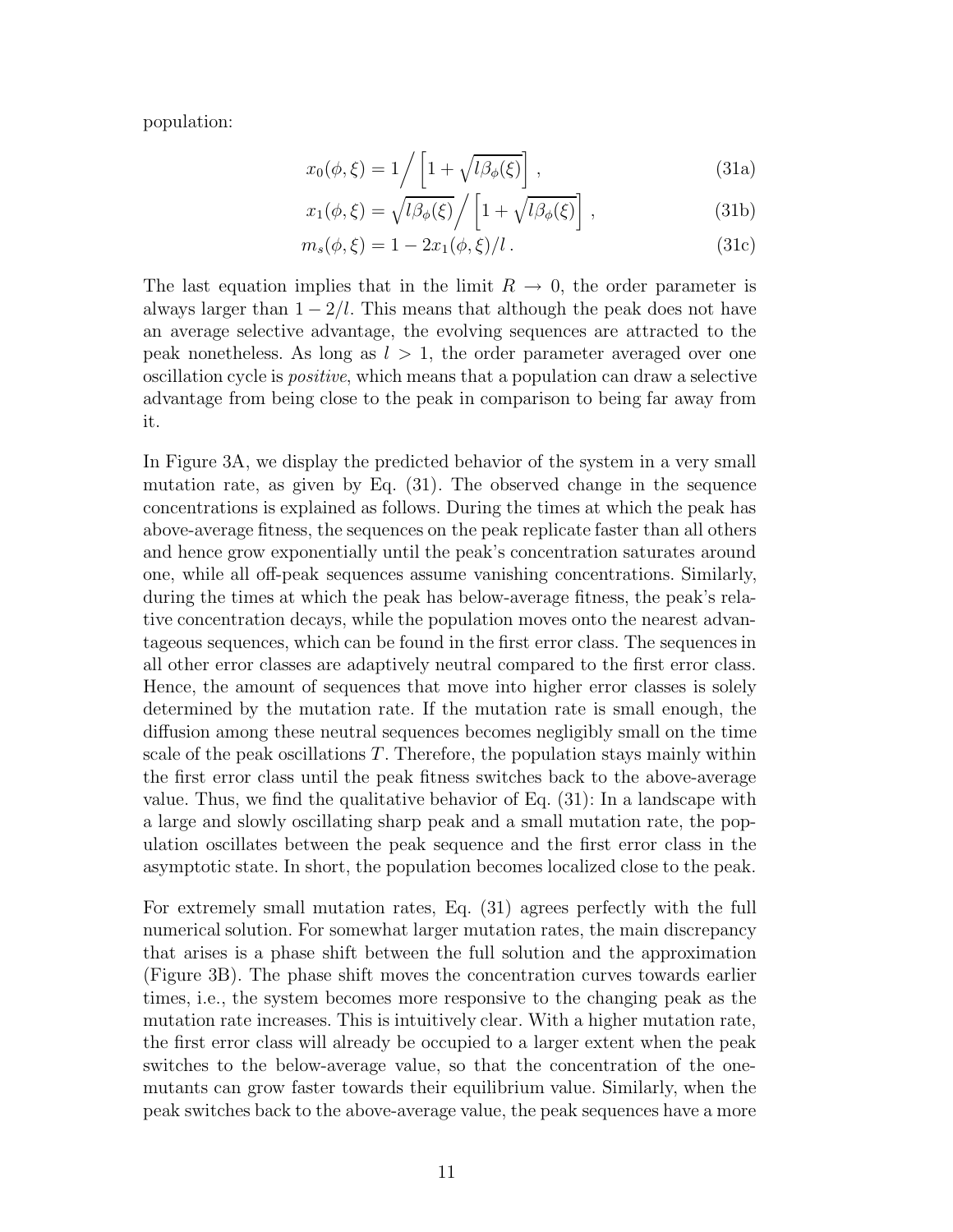population:

$$x_0(\phi, \xi) = 1 \Big/ \left[1 + \sqrt{l\beta_\phi(\xi)}\right], \tag{31a}$$

$$x_1(\phi, \xi) = \sqrt{l\beta_\phi(\xi)} \Big/ \left[1 + \sqrt{l\beta_\phi(\xi)}\right], \tag{31b}$$

$$m_s(\phi, \xi) = 1 - 2x_1(\phi, \xi)/l\,. \tag{31c}$$

The last equation implies that in the limit $R \to 0$, the order parameter is always larger than $1 - 2/l$. This means that although the peak does not have an average selective advantage, the evolving sequences are attracted to the peak nonetheless. As long as $l > 1$, the order parameter averaged over one oscillation cycle is *positive*, which means that a population can draw a selective advantage from being close to the peak in comparison to being far away from it.

In Figure 3A, we display the predicted behavior of the system in a very small mutation rate, as given by Eq. (31). The observed change in the sequence concentrations is explained as follows. During the times at which the peak has above-average fitness, the sequences on the peak replicate faster than all others and hence grow exponentially until the peak's concentration saturates around one, while all off-peak sequences assume vanishing concentrations. Similarly, during the times at which the peak has below-average fitness, the peak's relative concentration decays, while the population moves onto the nearest advantageous sequences, which can be found in the first error class. The sequences in all other error classes are adaptively neutral compared to the first error class. Hence, the amount of sequences that move into higher error classes is solely determined by the mutation rate. If the mutation rate is small enough, the diffusion among these neutral sequences becomes negligibly small on the time scale of the peak oscillations $T$. Therefore, the population stays mainly within the first error class until the peak fitness switches back to the above-average value. Thus, we find the qualitative behavior of Eq. (31): In a landscape with a large and slowly oscillating sharp peak and a small mutation rate, the population oscillates between the peak sequence and the first error class in the asymptotic state. In short, the population becomes localized close to the peak.

For extremely small mutation rates, Eq. (31) agrees perfectly with the full numerical solution. For somewhat larger mutation rates, the main discrepancy that arises is a phase shift between the full solution and the approximation (Figure 3B). The phase shift moves the concentration curves towards earlier times, i.e., the system becomes more responsive to the changing peak as the mutation rate increases. This is intuitively clear. With a higher mutation rate, the first error class will already be occupied to a larger extent when the peak switches to the below-average value, so that the concentration of the one-mutants can grow faster towards their equilibrium value. Similarly, when the peak switches back to the above-average value, the peak sequences have a more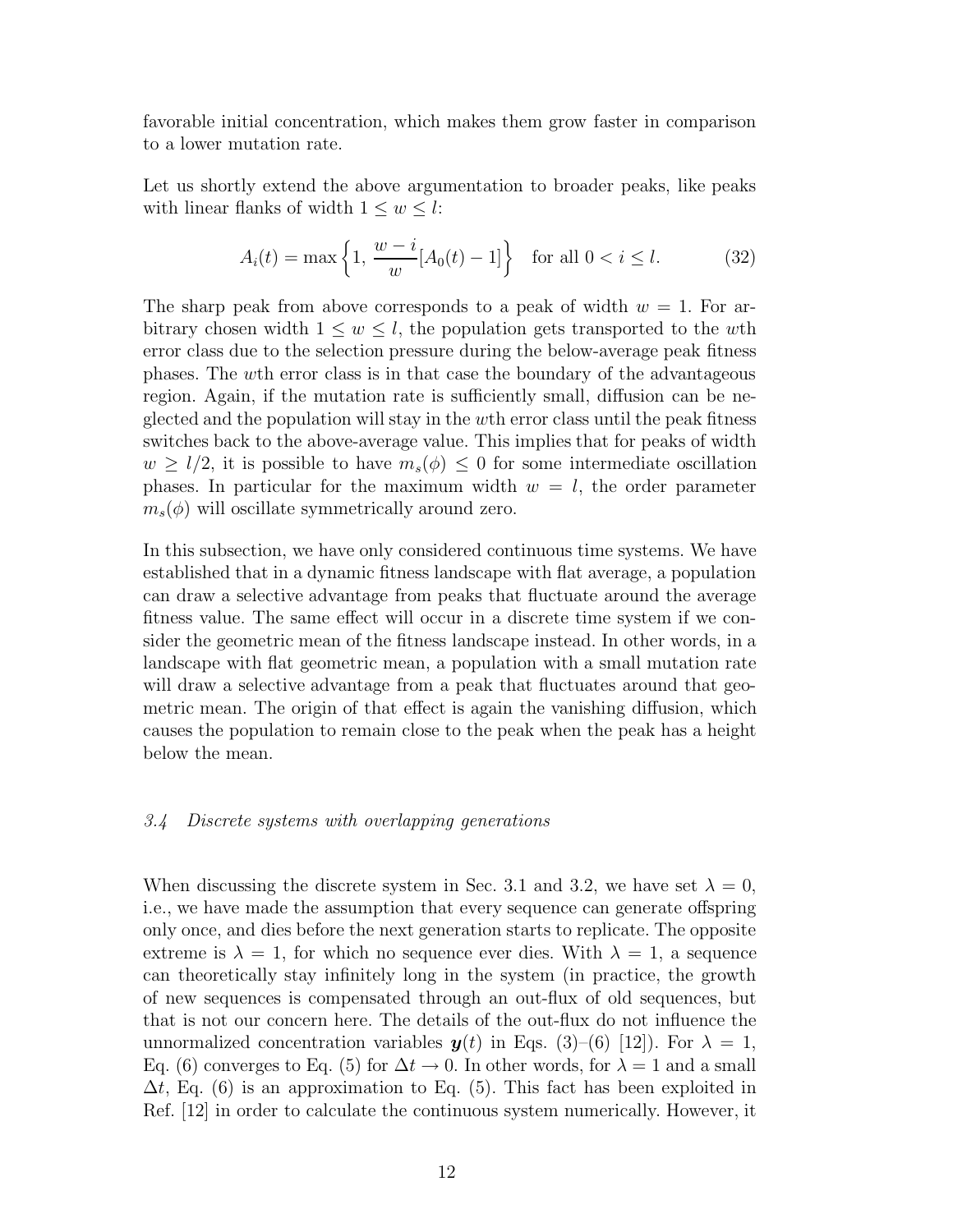favorable initial concentration, which makes them grow faster in comparison to a lower mutation rate.

Let us shortly extend the above argumentation to broader peaks, like peaks with linear flanks of width $1 \leq w \leq l$:

$$A_i(t) = \max\left\{1,\, \frac{w-i}{w}[A_0(t)-1]\right\} \quad \text{for all } 0 < i \leq l. \tag{32}$$

The sharp peak from above corresponds to a peak of width $w = 1$. For arbitrary chosen width $1 \leq w \leq l$, the population gets transported to the $w$th error class due to the selection pressure during the below-average peak fitness phases. The $w$th error class is in that case the boundary of the advantageous region. Again, if the mutation rate is sufficiently small, diffusion can be neglected and the population will stay in the $w$th error class until the peak fitness switches back to the above-average value. This implies that for peaks of width $w \geq l/2$, it is possible to have $m_s(\phi) \leq 0$ for some intermediate oscillation phases. In particular for the maximum width $w = l$, the order parameter $m_s(\phi)$ will oscillate symmetrically around zero.

In this subsection, we have only considered continuous time systems. We have established that in a dynamic fitness landscape with flat average, a population can draw a selective advantage from peaks that fluctuate around the average fitness value. The same effect will occur in a discrete time system if we consider the geometric mean of the fitness landscape instead. In other words, in a landscape with flat geometric mean, a population with a small mutation rate will draw a selective advantage from a peak that fluctuates around that geometric mean. The origin of that effect is again the vanishing diffusion, which causes the population to remain close to the peak when the peak has a height below the mean.

### *3.4 Discrete systems with overlapping generations*

When discussing the discrete system in Sec. 3.1 and 3.2, we have set $\lambda = 0$, i.e., we have made the assumption that every sequence can generate offspring only once, and dies before the next generation starts to replicate. The opposite extreme is $\lambda = 1$, for which no sequence ever dies. With $\lambda = 1$, a sequence can theoretically stay infinitely long in the system (in practice, the growth of new sequences is compensated through an out-flux of old sequences, but that is not our concern here. The details of the out-flux do not influence the unnormalized concentration variables $\boldsymbol{y}(t)$ in Eqs. (3)–(6) [12]). For $\lambda = 1$, Eq. (6) converges to Eq. (5) for $\Delta t \to 0$. In other words, for $\lambda = 1$ and a small $\Delta t$, Eq. (6) is an approximation to Eq. (5). This fact has been exploited in Ref. [12] in order to calculate the continuous system numerically. However, it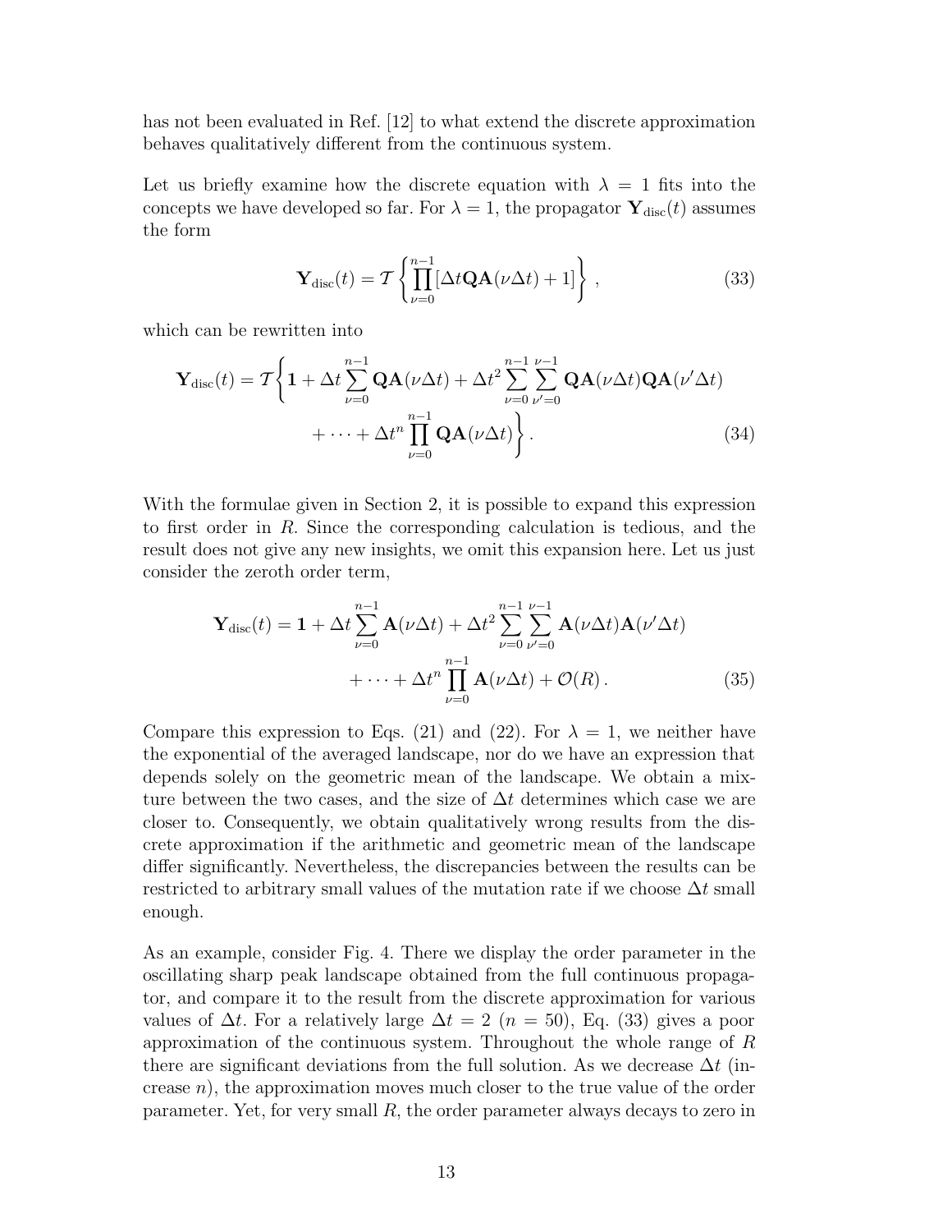has not been evaluated in Ref. [12] to what extend the discrete approximation behaves qualitatively different from the continuous system.

Let us briefly examine how the discrete equation with $\lambda = 1$ fits into the concepts we have developed so far. For $\lambda = 1$, the propagator $\mathbf{Y}_{\rm disc}(t)$ assumes the form

$$\mathbf{Y}_{\rm disc}(t) = \mathcal{T}\left\{\prod_{\nu=0}^{n-1}[\Delta t\mathbf{Q}\mathbf{A}(\nu\Delta t) + 1]\right\}, \tag{33}$$

which can be rewritten into

$$\begin{aligned}\mathbf{Y}_{\rm disc}(t) = \mathcal{T}\Bigg\{&\mathbf{1} + \Delta t\sum_{\nu=0}^{n-1}\mathbf{Q}\mathbf{A}(\nu\Delta t) + \Delta t^2\sum_{\nu=0}^{n-1}\sum_{\nu'=0}^{\nu-1}\mathbf{Q}\mathbf{A}(\nu\Delta t)\mathbf{Q}\mathbf{A}(\nu'\Delta t)\\ &+\cdots+\Delta t^n\prod_{\nu=0}^{n-1}\mathbf{Q}\mathbf{A}(\nu\Delta t)\Bigg\}.\end{aligned} \tag{34}$$

With the formulae given in Section 2, it is possible to expand this expression to first order in $R$. Since the corresponding calculation is tedious, and the result does not give any new insights, we omit this expansion here. Let us just consider the zeroth order term,

$$\begin{aligned}\mathbf{Y}_{\rm disc}(t) = \mathbf{1} &+ \Delta t\sum_{\nu=0}^{n-1}\mathbf{A}(\nu\Delta t) + \Delta t^2\sum_{\nu=0}^{n-1}\sum_{\nu'=0}^{\nu-1}\mathbf{A}(\nu\Delta t)\mathbf{A}(\nu'\Delta t)\\ &+\cdots+\Delta t^n\prod_{\nu=0}^{n-1}\mathbf{A}(\nu\Delta t) + \mathcal{O}(R).\end{aligned} \tag{35}$$

Compare this expression to Eqs. (21) and (22). For $\lambda = 1$, we neither have the exponential of the averaged landscape, nor do we have an expression that depends solely on the geometric mean of the landscape. We obtain a mixture between the two cases, and the size of $\Delta t$ determines which case we are closer to. Consequently, we obtain qualitatively wrong results from the discrete approximation if the arithmetic and geometric mean of the landscape differ significantly. Nevertheless, the discrepancies between the results can be restricted to arbitrary small values of the mutation rate if we choose $\Delta t$ small enough.

As an example, consider Fig. 4. There we display the order parameter in the oscillating sharp peak landscape obtained from the full continuous propagator, and compare it to the result from the discrete approximation for various values of $\Delta t$. For a relatively large $\Delta t = 2$ ($n = 50$), Eq. (33) gives a poor approximation of the continuous system. Throughout the whole range of $R$ there are significant deviations from the full solution. As we decrease $\Delta t$ (increase $n$), the approximation moves much closer to the true value of the order parameter. Yet, for very small $R$, the order parameter always decays to zero in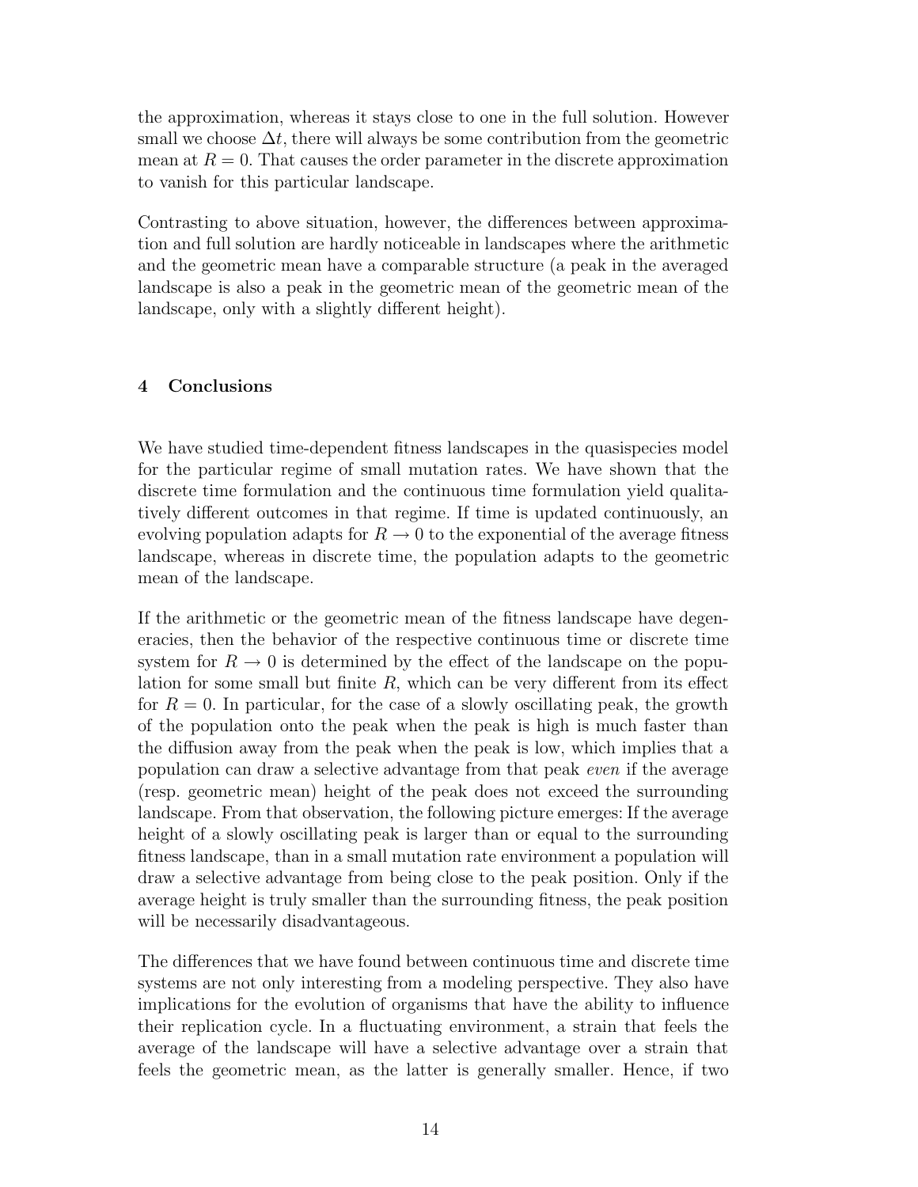the approximation, whereas it stays close to one in the full solution. However small we choose $\Delta t$, there will always be some contribution from the geometric mean at $R = 0$. That causes the order parameter in the discrete approximation to vanish for this particular landscape.

Contrasting to above situation, however, the differences between approximation and full solution are hardly noticeable in landscapes where the arithmetic and the geometric mean have a comparable structure (a peak in the averaged landscape is also a peak in the geometric mean of the geometric mean of the landscape, only with a slightly different height).

## 4 Conclusions

We have studied time-dependent fitness landscapes in the quasispecies model for the particular regime of small mutation rates. We have shown that the discrete time formulation and the continuous time formulation yield qualitatively different outcomes in that regime. If time is updated continuously, an evolving population adapts for $R \to 0$ to the exponential of the average fitness landscape, whereas in discrete time, the population adapts to the geometric mean of the landscape.

If the arithmetic or the geometric mean of the fitness landscape have degeneracies, then the behavior of the respective continuous time or discrete time system for $R \to 0$ is determined by the effect of the landscape on the population for some small but finite $R$, which can be very different from its effect for $R = 0$. In particular, for the case of a slowly oscillating peak, the growth of the population onto the peak when the peak is high is much faster than the diffusion away from the peak when the peak is low, which implies that a population can draw a selective advantage from that peak *even* if the average (resp. geometric mean) height of the peak does not exceed the surrounding landscape. From that observation, the following picture emerges: If the average height of a slowly oscillating peak is larger than or equal to the surrounding fitness landscape, than in a small mutation rate environment a population will draw a selective advantage from being close to the peak position. Only if the average height is truly smaller than the surrounding fitness, the peak position will be necessarily disadvantageous.

The differences that we have found between continuous time and discrete time systems are not only interesting from a modeling perspective. They also have implications for the evolution of organisms that have the ability to influence their replication cycle. In a fluctuating environment, a strain that feels the average of the landscape will have a selective advantage over a strain that feels the geometric mean, as the latter is generally smaller. Hence, if two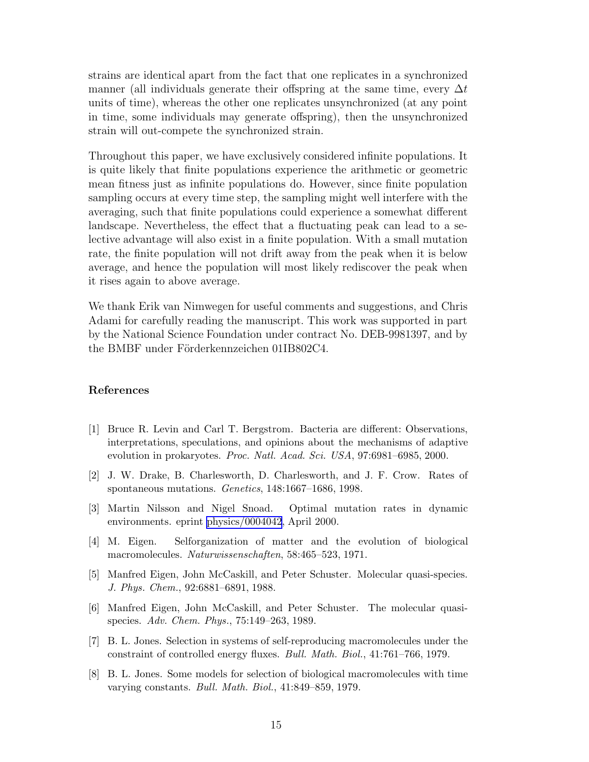strains are identical apart from the fact that one replicates in a synchronized manner (all individuals generate their offspring at the same time, every $\Delta t$ units of time), whereas the other one replicates unsynchronized (at any point in time, some individuals may generate offspring), then the unsynchronized strain will out-compete the synchronized strain.

Throughout this paper, we have exclusively considered infinite populations. It is quite likely that finite populations experience the arithmetic or geometric mean fitness just as infinite populations do. However, since finite population sampling occurs at every time step, the sampling might well interfere with the averaging, such that finite populations could experience a somewhat different landscape. Nevertheless, the effect that a fluctuating peak can lead to a selective advantage will also exist in a finite population. With a small mutation rate, the finite population will not drift away from the peak when it is below average, and hence the population will most likely rediscover the peak when it rises again to above average.

We thank Erik van Nimwegen for useful comments and suggestions, and Chris Adami for carefully reading the manuscript. This work was supported in part by the National Science Foundation under contract No. DEB-9981397, and by the BMBF under Förderkennzeichen 01IB802C4.

## References

[1] Bruce R. Levin and Carl T. Bergstrom. Bacteria are different: Observations, interpretations, speculations, and opinions about the mechanisms of adaptive evolution in prokaryotes. *Proc. Natl. Acad. Sci. USA*, 97:6981–6985, 2000.

[2] J. W. Drake, B. Charlesworth, D. Charlesworth, and J. F. Crow. Rates of spontaneous mutations. *Genetics*, 148:1667–1686, 1998.

[3] Martin Nilsson and Nigel Snoad. Optimal mutation rates in dynamic environments. eprint physics/0004042, April 2000.

[4] M. Eigen. Selforganization of matter and the evolution of biological macromolecules. *Naturwissenschaften*, 58:465–523, 1971.

[5] Manfred Eigen, John McCaskill, and Peter Schuster. Molecular quasi-species. *J. Phys. Chem.*, 92:6881–6891, 1988.

[6] Manfred Eigen, John McCaskill, and Peter Schuster. The molecular quasi-species. *Adv. Chem. Phys.*, 75:149–263, 1989.

[7] B. L. Jones. Selection in systems of self-reproducing macromolecules under the constraint of controlled energy fluxes. *Bull. Math. Biol.*, 41:761–766, 1979.

[8] B. L. Jones. Some models for selection of biological macromolecules with time varying constants. *Bull. Math. Biol.*, 41:849–859, 1979.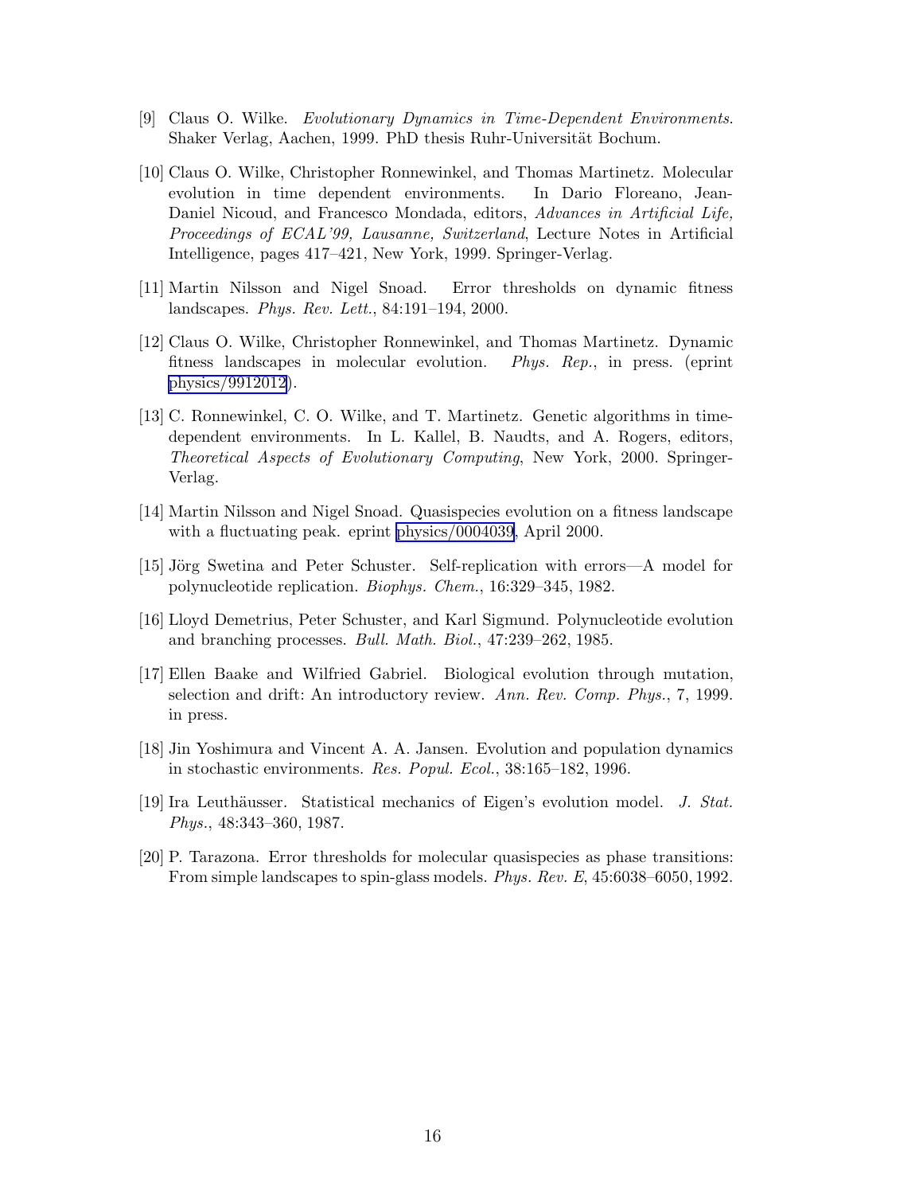[9] Claus O. Wilke. *Evolutionary Dynamics in Time-Dependent Environments*. Shaker Verlag, Aachen, 1999. PhD thesis Ruhr-Universität Bochum.

[10] Claus O. Wilke, Christopher Ronnewinkel, and Thomas Martinetz. Molecular evolution in time dependent environments. In Dario Floreano, Jean-Daniel Nicoud, and Francesco Mondada, editors, *Advances in Artificial Life, Proceedings of ECAL'99, Lausanne, Switzerland*, Lecture Notes in Artificial Intelligence, pages 417–421, New York, 1999. Springer-Verlag.

[11] Martin Nilsson and Nigel Snoad. Error thresholds on dynamic fitness landscapes. *Phys. Rev. Lett.*, 84:191–194, 2000.

[12] Claus O. Wilke, Christopher Ronnewinkel, and Thomas Martinetz. Dynamic fitness landscapes in molecular evolution. *Phys. Rep.*, in press. (eprint physics/9912012).

[13] C. Ronnewinkel, C. O. Wilke, and T. Martinetz. Genetic algorithms in time-dependent environments. In L. Kallel, B. Naudts, and A. Rogers, editors, *Theoretical Aspects of Evolutionary Computing*, New York, 2000. Springer-Verlag.

[14] Martin Nilsson and Nigel Snoad. Quasispecies evolution on a fitness landscape with a fluctuating peak. eprint physics/0004039, April 2000.

[15] Jörg Swetina and Peter Schuster. Self-replication with errors—A model for polynucleotide replication. *Biophys. Chem.*, 16:329–345, 1982.

[16] Lloyd Demetrius, Peter Schuster, and Karl Sigmund. Polynucleotide evolution and branching processes. *Bull. Math. Biol.*, 47:239–262, 1985.

[17] Ellen Baake and Wilfried Gabriel. Biological evolution through mutation, selection and drift: An introductory review. *Ann. Rev. Comp. Phys.*, 7, 1999. in press.

[18] Jin Yoshimura and Vincent A. A. Jansen. Evolution and population dynamics in stochastic environments. *Res. Popul. Ecol.*, 38:165–182, 1996.

[19] Ira Leuthäusser. Statistical mechanics of Eigen's evolution model. *J. Stat. Phys.*, 48:343–360, 1987.

[20] P. Tarazona. Error thresholds for molecular quasispecies as phase transitions: From simple landscapes to spin-glass models. *Phys. Rev. E*, 45:6038–6050, 1992.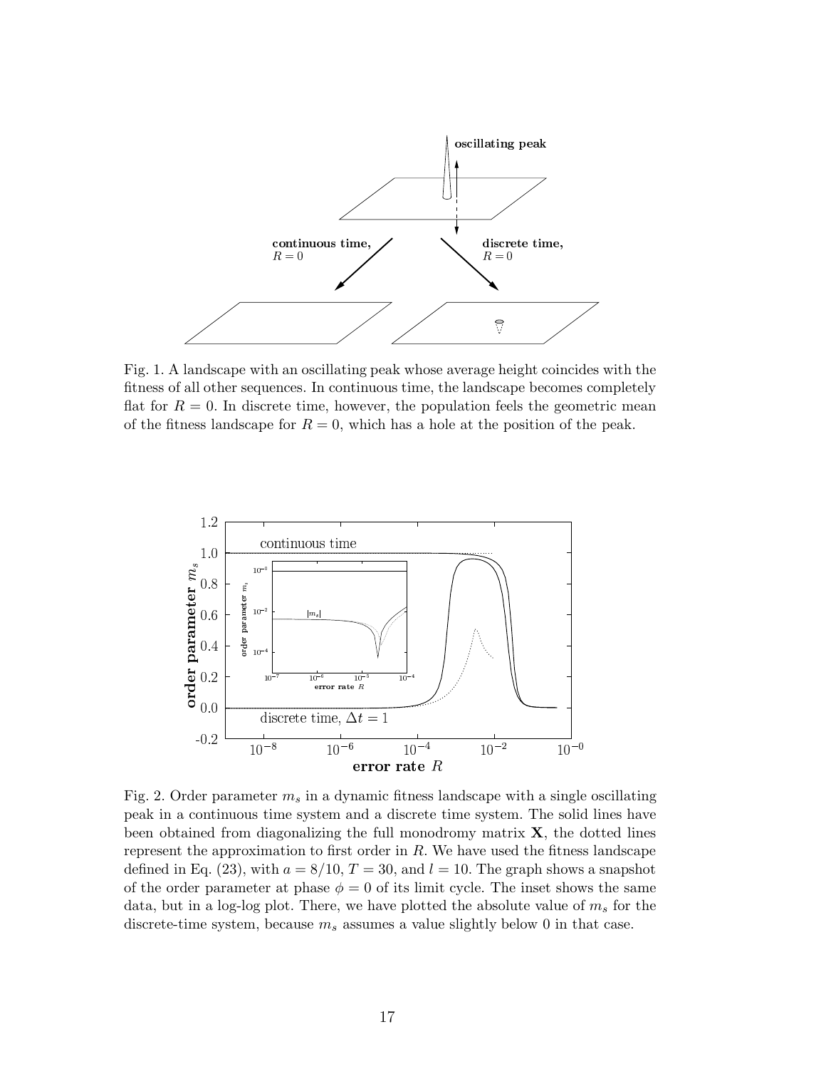oscillating peak

continuous time, $R = 0$

discrete time, $R = 0$

Fig. 1. A landscape with an oscillating peak whose average height coincides with the fitness of all other sequences. In continuous time, the landscape becomes completely flat for $R = 0$. In discrete time, however, the population feels the geometric mean of the fitness landscape for $R = 0$, which has a hole at the position of the peak.

order parameter $m_s$

1.2
1.0
0.8
0.6
0.4
0.2
0.0
-0.2

continuous time

discrete time, $\Delta t = 1$

$10^{-8}$ $10^{-6}$ $10^{-4}$ $10^{-2}$ $10^{-0}$

error rate $R$

order parameter $m_s$

$10^{0}$
$10^{-2}$
$10^{-4}$

$|m_s|$

$10^{-7}$ $10^{-6}$ $10^{-5}$ $10^{-4}$

error rate $R$

Fig. 2. Order parameter $m_s$ in a dynamic fitness landscape with a single oscillating peak in a continuous time system and a discrete time system. The solid lines have been obtained from diagonalizing the full monodromy matrix $\mathbf{X}$, the dotted lines represent the approximation to first order in $R$. We have used the fitness landscape defined in Eq. (23), with $a = 8/10$, $T = 30$, and $l = 10$. The graph shows a snapshot of the order parameter at phase $\phi = 0$ of its limit cycle. The inset shows the same data, but in a log-log plot. There, we have plotted the absolute value of $m_s$ for the discrete-time system, because $m_s$ assumes a value slightly below 0 in that case.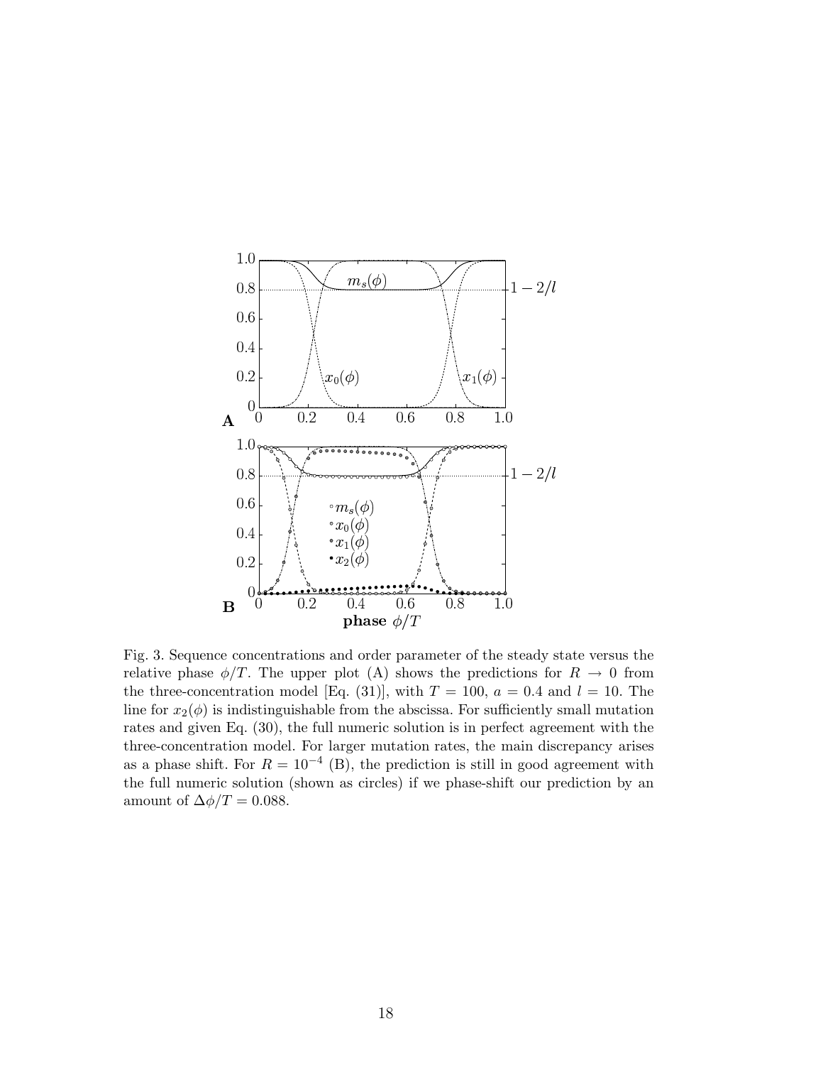1.0

0.8

0.6

0.4

0.2

0

$m_s(\phi)$

$x_0(\phi)$

$x_1(\phi)$

$1-2/l$

**A**

0 0.2 0.4 0.6 0.8 1.0

1.0

0.8

0.6

0.4

0.2

0

$m_s(\phi)$

$x_0(\phi)$

$x_1(\phi)$

$x_2(\phi)$

$1-2/l$

**B**

0 0.2 0.4 0.6 0.8 1.0

**phase** $\phi/T$

Fig. 3. Sequence concentrations and order parameter of the steady state versus the relative phase $\phi/T$. The upper plot (A) shows the predictions for $R \to 0$ from the three-concentration model [Eq. (31)], with $T = 100$, $a = 0.4$ and $l = 10$. The line for $x_2(\phi)$ is indistinguishable from the abscissa. For sufficiently small mutation rates and given Eq. (30), the full numeric solution is in perfect agreement with the three-concentration model. For larger mutation rates, the main discrepancy arises as a phase shift. For $R = 10^{-4}$ (B), the prediction is still in good agreement with the full numeric solution (shown as circles) if we phase-shift our prediction by an amount of $\Delta\phi/T = 0.088$.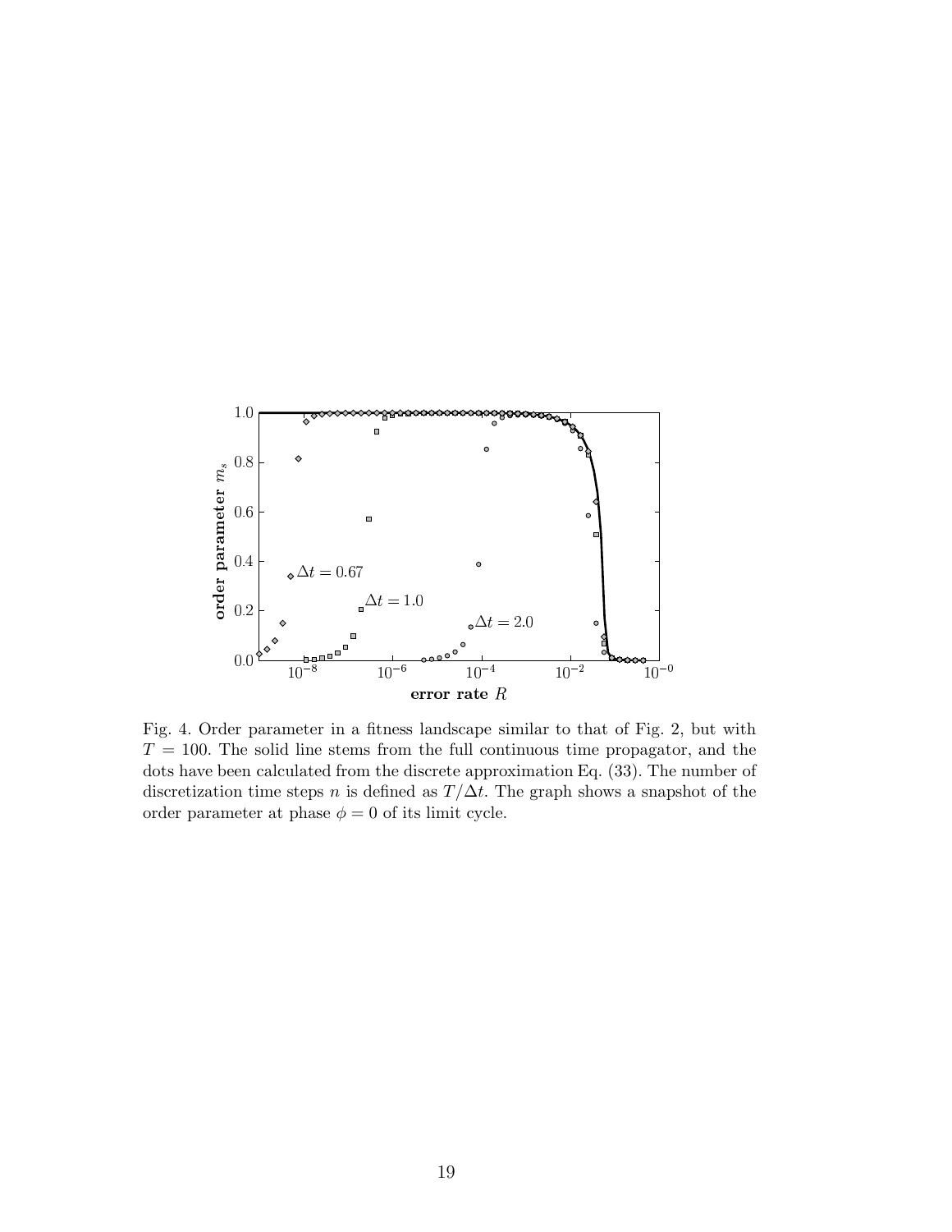1.0

0.8

0.6

0.4

0.2

0.0

order parameter $m_s$

$\Delta t = 0.67$

$\Delta t = 1.0$

$\Delta t = 2.0$

$10^{-8}$ $10^{-6}$ $10^{-4}$ $10^{-2}$ $10^{-0}$

**error rate** $R$

Fig. 4. Order parameter in a fitness landscape similar to that of Fig. 2, but with $T = 100$. The solid line stems from the full continuous time propagator, and the dots have been calculated from the discrete approximation Eq. (33). The number of discretization time steps $n$ is defined as $T/\Delta t$. The graph shows a snapshot of the order parameter at phase $\phi = 0$ of its limit cycle.